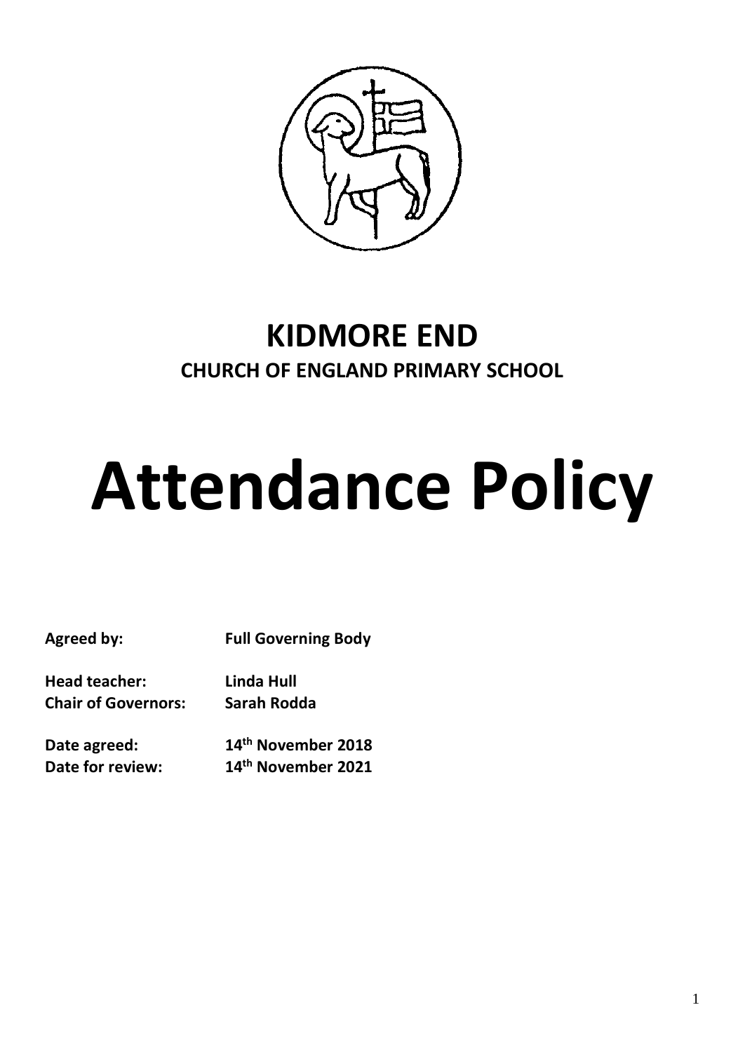# KIDMORE END

## CHURCH OF ENGLAND PRIMARY SCHOOL

# Attendance Policy

**Agreed by:** **Full Governing Body**

**Head teacher:** **Linda Hull**
**Chair of Governors:** **Sarah Rodda**

**Date agreed:** **14th November 2018**
**Date for review:** **14th November 2021**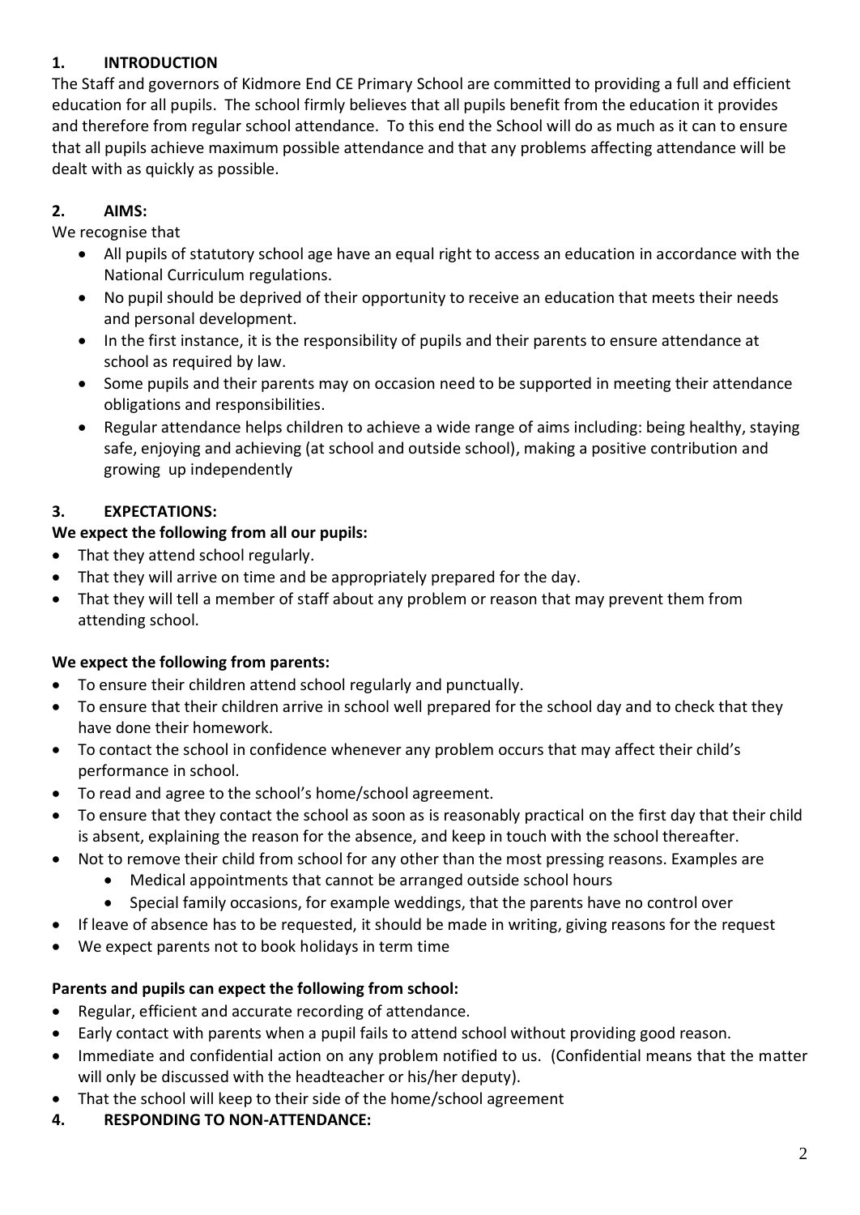## 1. INTRODUCTION

The Staff and governors of Kidmore End CE Primary School are committed to providing a full and efficient education for all pupils. The school firmly believes that all pupils benefit from the education it provides and therefore from regular school attendance. To this end the School will do as much as it can to ensure that all pupils achieve maximum possible attendance and that any problems affecting attendance will be dealt with as quickly as possible.

## 2. AIMS:

We recognise that

- All pupils of statutory school age have an equal right to access an education in accordance with the National Curriculum regulations.
- No pupil should be deprived of their opportunity to receive an education that meets their needs and personal development.
- In the first instance, it is the responsibility of pupils and their parents to ensure attendance at school as required by law.
- Some pupils and their parents may on occasion need to be supported in meeting their attendance obligations and responsibilities.
- Regular attendance helps children to achieve a wide range of aims including: being healthy, staying safe, enjoying and achieving (at school and outside school), making a positive contribution and growing up independently

## 3. EXPECTATIONS:

**We expect the following from all our pupils:**

- That they attend school regularly.
- That they will arrive on time and be appropriately prepared for the day.
- That they will tell a member of staff about any problem or reason that may prevent them from attending school.

**We expect the following from parents:**

- To ensure their children attend school regularly and punctually.
- To ensure that their children arrive in school well prepared for the school day and to check that they have done their homework.
- To contact the school in confidence whenever any problem occurs that may affect their child's performance in school.
- To read and agree to the school's home/school agreement.
- To ensure that they contact the school as soon as is reasonably practical on the first day that their child is absent, explaining the reason for the absence, and keep in touch with the school thereafter.
- Not to remove their child from school for any other than the most pressing reasons. Examples are
  - Medical appointments that cannot be arranged outside school hours
  - Special family occasions, for example weddings, that the parents have no control over
- If leave of absence has to be requested, it should be made in writing, giving reasons for the request
- We expect parents not to book holidays in term time

**Parents and pupils can expect the following from school:**

- Regular, efficient and accurate recording of attendance.
- Early contact with parents when a pupil fails to attend school without providing good reason.
- Immediate and confidential action on any problem notified to us. (Confidential means that the matter will only be discussed with the headteacher or his/her deputy).
- That the school will keep to their side of the home/school agreement

## 4. RESPONDING TO NON-ATTENDANCE: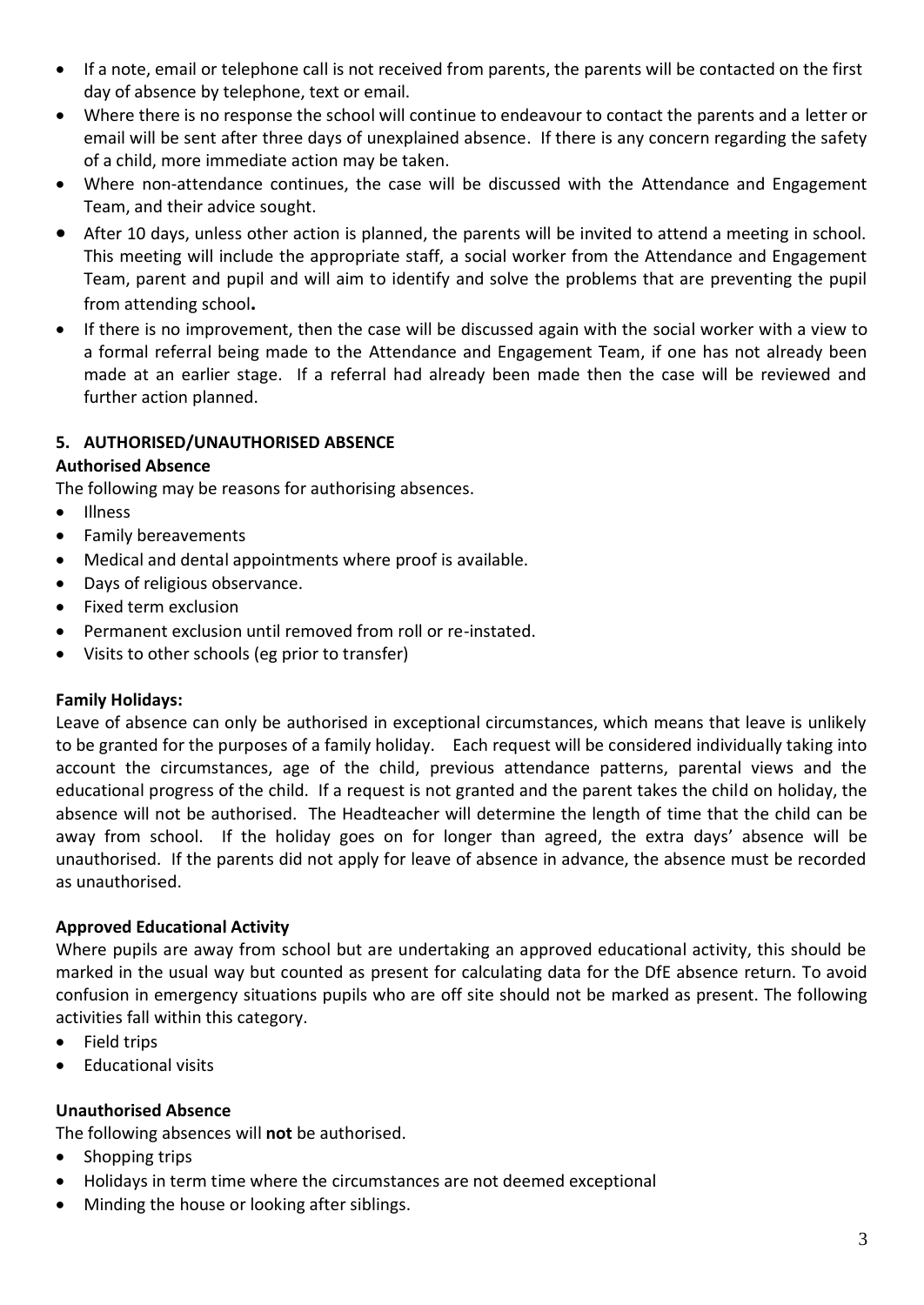- If a note, email or telephone call is not received from parents, the parents will be contacted on the first day of absence by telephone, text or email.
- Where there is no response the school will continue to endeavour to contact the parents and a letter or email will be sent after three days of unexplained absence. If there is any concern regarding the safety of a child, more immediate action may be taken.
- Where non-attendance continues, the case will be discussed with the Attendance and Engagement Team, and their advice sought.
- After 10 days, unless other action is planned, the parents will be invited to attend a meeting in school. This meeting will include the appropriate staff, a social worker from the Attendance and Engagement Team, parent and pupil and will aim to identify and solve the problems that are preventing the pupil from attending school**.**
- If there is no improvement, then the case will be discussed again with the social worker with a view to a formal referral being made to the Attendance and Engagement Team, if one has not already been made at an earlier stage. If a referral had already been made then the case will be reviewed and further action planned.

## 5. AUTHORISED/UNAUTHORISED ABSENCE

### Authorised Absence

The following may be reasons for authorising absences.

- Illness
- Family bereavements
- Medical and dental appointments where proof is available.
- Days of religious observance.
- Fixed term exclusion
- Permanent exclusion until removed from roll or re-instated.
- Visits to other schools (eg prior to transfer)

### Family Holidays:

Leave of absence can only be authorised in exceptional circumstances, which means that leave is unlikely to be granted for the purposes of a family holiday. Each request will be considered individually taking into account the circumstances, age of the child, previous attendance patterns, parental views and the educational progress of the child. If a request is not granted and the parent takes the child on holiday, the absence will not be authorised. The Headteacher will determine the length of time that the child can be away from school. If the holiday goes on for longer than agreed, the extra days' absence will be unauthorised. If the parents did not apply for leave of absence in advance, the absence must be recorded as unauthorised.

### Approved Educational Activity

Where pupils are away from school but are undertaking an approved educational activity, this should be marked in the usual way but counted as present for calculating data for the DfE absence return. To avoid confusion in emergency situations pupils who are off site should not be marked as present. The following activities fall within this category.

- Field trips
- Educational visits

### Unauthorised Absence

The following absences will **not** be authorised.

- Shopping trips
- Holidays in term time where the circumstances are not deemed exceptional
- Minding the house or looking after siblings.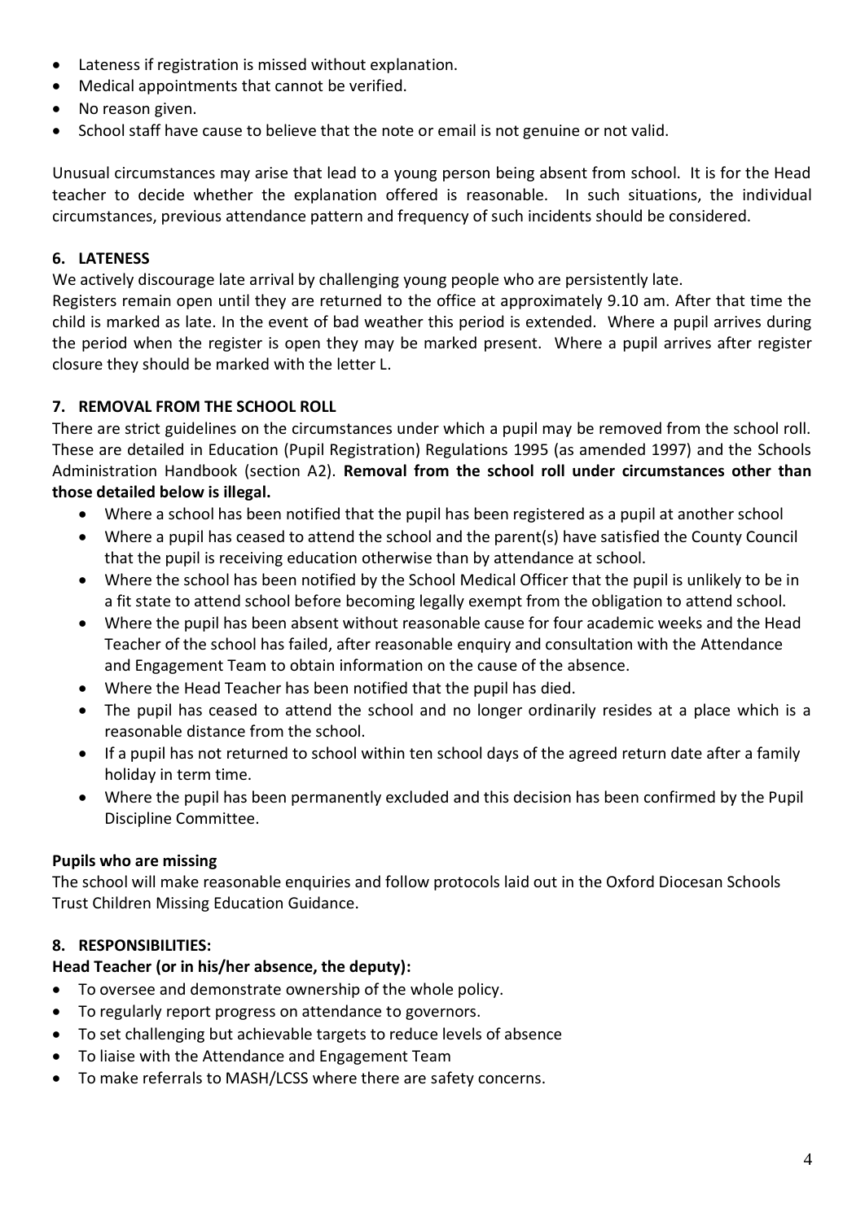- Lateness if registration is missed without explanation.
- Medical appointments that cannot be verified.
- No reason given.
- School staff have cause to believe that the note or email is not genuine or not valid.

Unusual circumstances may arise that lead to a young person being absent from school. It is for the Head teacher to decide whether the explanation offered is reasonable. In such situations, the individual circumstances, previous attendance pattern and frequency of such incidents should be considered.

## 6. LATENESS

We actively discourage late arrival by challenging young people who are persistently late.

Registers remain open until they are returned to the office at approximately 9.10 am. After that time the child is marked as late. In the event of bad weather this period is extended. Where a pupil arrives during the period when the register is open they may be marked present. Where a pupil arrives after register closure they should be marked with the letter L.

## 7. REMOVAL FROM THE SCHOOL ROLL

There are strict guidelines on the circumstances under which a pupil may be removed from the school roll. These are detailed in Education (Pupil Registration) Regulations 1995 (as amended 1997) and the Schools Administration Handbook (section A2). **Removal from the school roll under circumstances other than those detailed below is illegal.**

- Where a school has been notified that the pupil has been registered as a pupil at another school
- Where a pupil has ceased to attend the school and the parent(s) have satisfied the County Council that the pupil is receiving education otherwise than by attendance at school.
- Where the school has been notified by the School Medical Officer that the pupil is unlikely to be in a fit state to attend school before becoming legally exempt from the obligation to attend school.
- Where the pupil has been absent without reasonable cause for four academic weeks and the Head Teacher of the school has failed, after reasonable enquiry and consultation with the Attendance and Engagement Team to obtain information on the cause of the absence.
- Where the Head Teacher has been notified that the pupil has died.
- The pupil has ceased to attend the school and no longer ordinarily resides at a place which is a reasonable distance from the school.
- If a pupil has not returned to school within ten school days of the agreed return date after a family holiday in term time.
- Where the pupil has been permanently excluded and this decision has been confirmed by the Pupil Discipline Committee.

### Pupils who are missing

The school will make reasonable enquiries and follow protocols laid out in the Oxford Diocesan Schools Trust Children Missing Education Guidance.

## 8. RESPONSIBILITIES:

**Head Teacher (or in his/her absence, the deputy):**

- To oversee and demonstrate ownership of the whole policy.
- To regularly report progress on attendance to governors.
- To set challenging but achievable targets to reduce levels of absence
- To liaise with the Attendance and Engagement Team
- To make referrals to MASH/LCSS where there are safety concerns.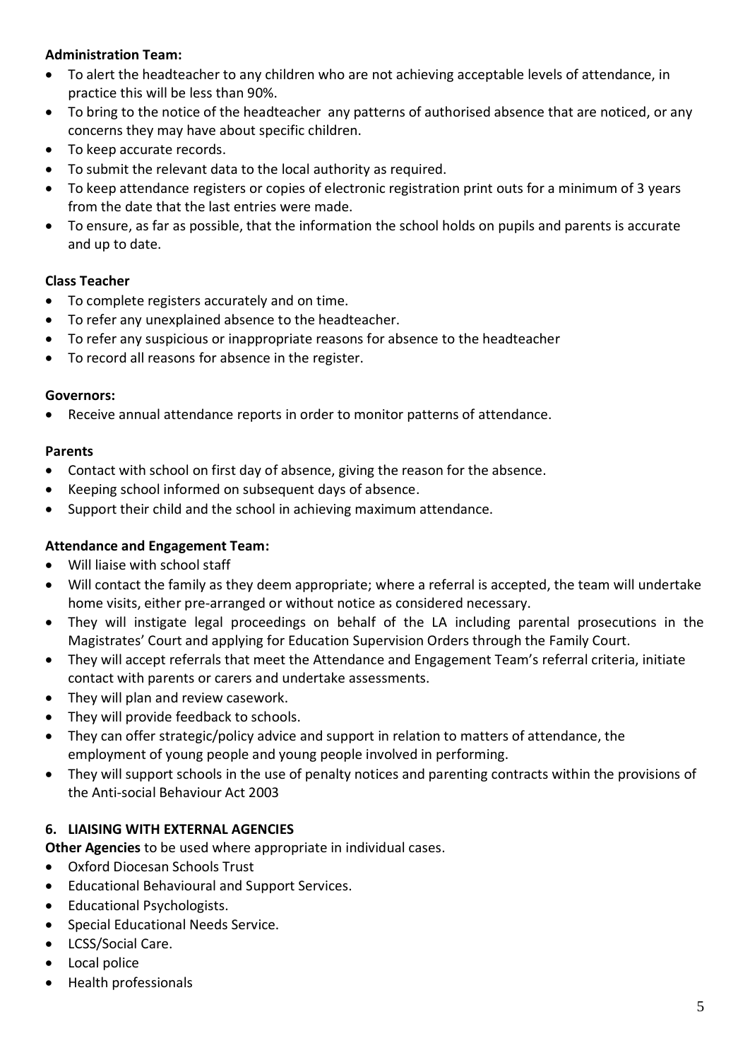**Administration Team:**

- To alert the headteacher to any children who are not achieving acceptable levels of attendance, in practice this will be less than 90%.
- To bring to the notice of the headteacher any patterns of authorised absence that are noticed, or any concerns they may have about specific children.
- To keep accurate records.
- To submit the relevant data to the local authority as required.
- To keep attendance registers or copies of electronic registration print outs for a minimum of 3 years from the date that the last entries were made.
- To ensure, as far as possible, that the information the school holds on pupils and parents is accurate and up to date.

**Class Teacher**

- To complete registers accurately and on time.
- To refer any unexplained absence to the headteacher.
- To refer any suspicious or inappropriate reasons for absence to the headteacher
- To record all reasons for absence in the register.

**Governors:**

- Receive annual attendance reports in order to monitor patterns of attendance.

**Parents**

- Contact with school on first day of absence, giving the reason for the absence.
- Keeping school informed on subsequent days of absence.
- Support their child and the school in achieving maximum attendance.

**Attendance and Engagement Team:**

- Will liaise with school staff
- Will contact the family as they deem appropriate; where a referral is accepted, the team will undertake home visits, either pre-arranged or without notice as considered necessary.
- They will instigate legal proceedings on behalf of the LA including parental prosecutions in the Magistrates' Court and applying for Education Supervision Orders through the Family Court.
- They will accept referrals that meet the Attendance and Engagement Team's referral criteria, initiate contact with parents or carers and undertake assessments.
- They will plan and review casework.
- They will provide feedback to schools.
- They can offer strategic/policy advice and support in relation to matters of attendance, the employment of young people and young people involved in performing.
- They will support schools in the use of penalty notices and parenting contracts within the provisions of the Anti-social Behaviour Act 2003

## 6. LIAISING WITH EXTERNAL AGENCIES

**Other Agencies** to be used where appropriate in individual cases.

- Oxford Diocesan Schools Trust
- Educational Behavioural and Support Services.
- Educational Psychologists.
- Special Educational Needs Service.
- LCSS/Social Care.
- Local police
- Health professionals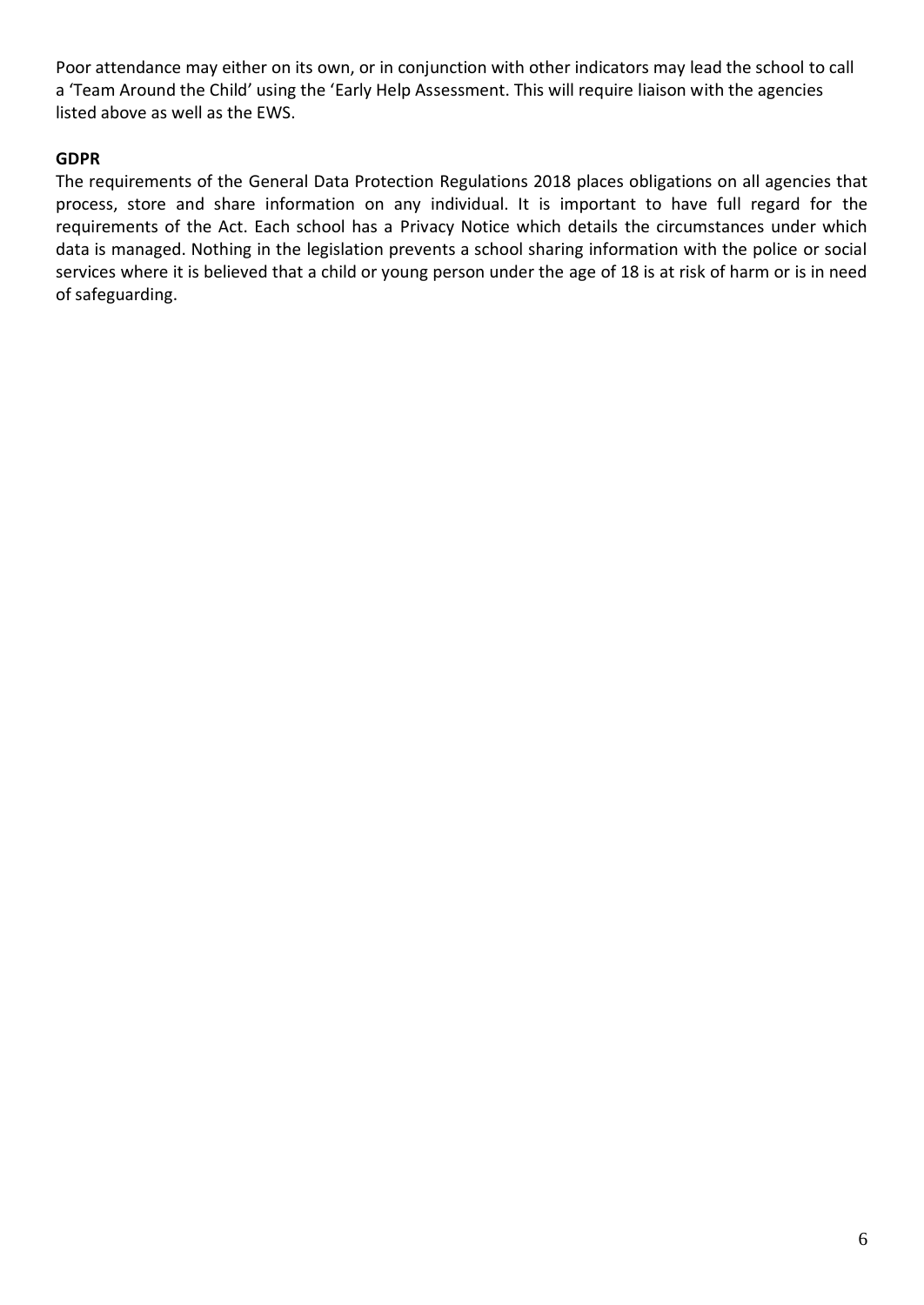Poor attendance may either on its own, or in conjunction with other indicators may lead the school to call a 'Team Around the Child' using the 'Early Help Assessment. This will require liaison with the agencies listed above as well as the EWS.

## GDPR

The requirements of the General Data Protection Regulations 2018 places obligations on all agencies that process, store and share information on any individual. It is important to have full regard for the requirements of the Act. Each school has a Privacy Notice which details the circumstances under which data is managed. Nothing in the legislation prevents a school sharing information with the police or social services where it is believed that a child or young person under the age of 18 is at risk of harm or is in need of safeguarding.